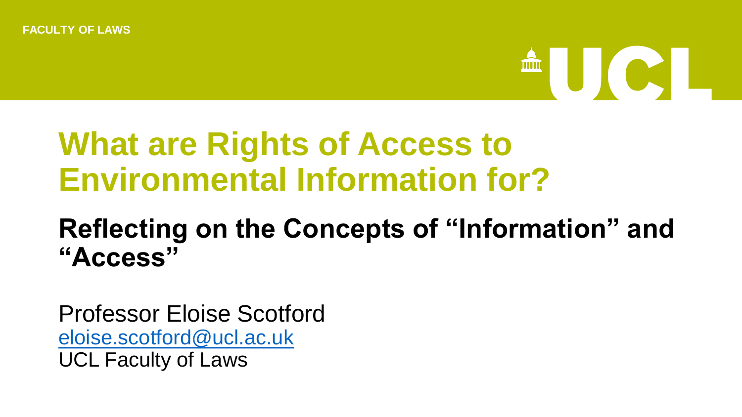FACULTY OF LAWS

UCL

# What are Rights of Access to Environmental Information for?

## Reflecting on the Concepts of "Information" and "Access"

Professor Eloise Scotford
eloise.scotford@ucl.ac.uk
UCL Faculty of Laws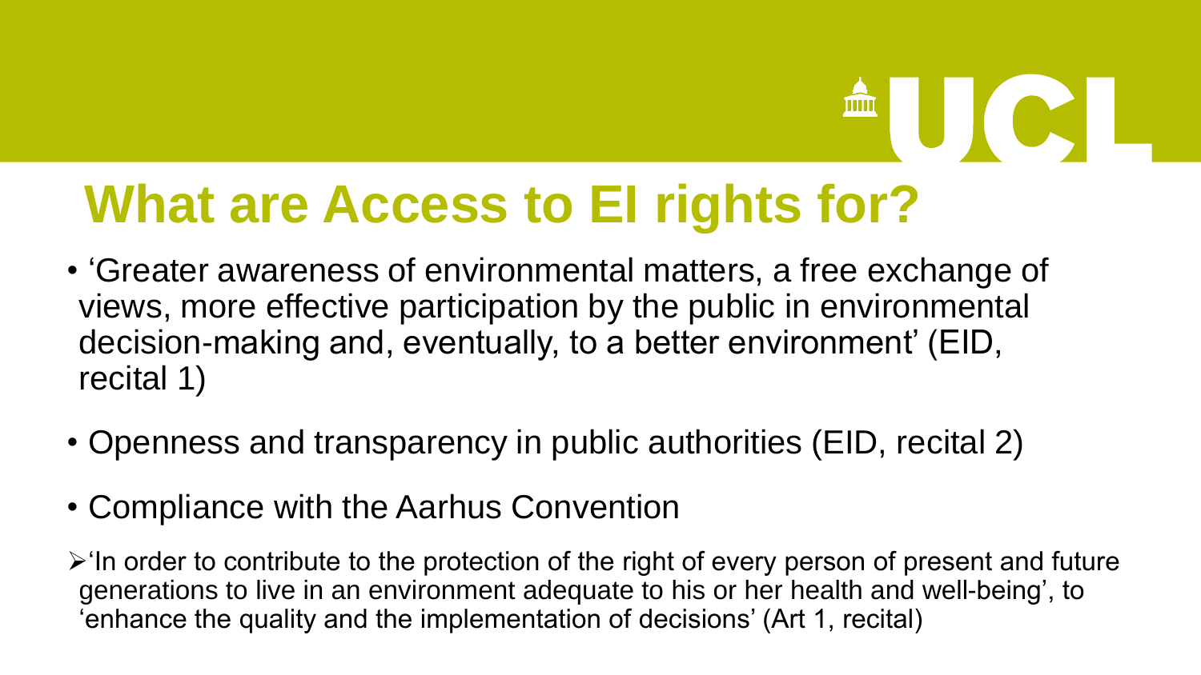# What are Access to EI rights for?

- 'Greater awareness of environmental matters, a free exchange of views, more effective participation by the public in environmental decision-making and, eventually, to a better environment' (EID, recital 1)
- Openness and transparency in public authorities (EID, recital 2)
- Compliance with the Aarhus Convention

➢ 'In order to contribute to the protection of the right of every person of present and future generations to live in an environment adequate to his or her health and well-being', to 'enhance the quality and the implementation of decisions' (Art 1, recital)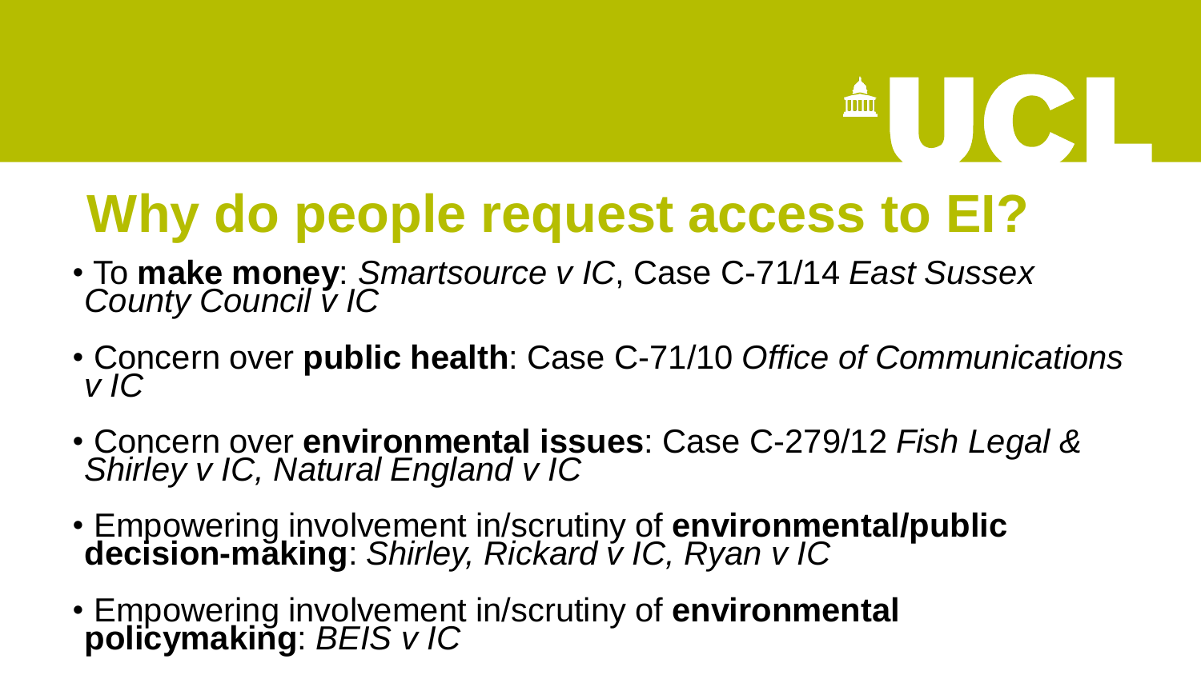# Why do people request access to EI?

- To **make money**: *Smartsource v IC*, Case C-71/14 *East Sussex County Council v IC*
- Concern over **public health**: Case C-71/10 *Office of Communications v IC*
- Concern over **environmental issues**: Case C-279/12 *Fish Legal & Shirley v IC, Natural England v IC*
- Empowering involvement in/scrutiny of **environmental/public decision-making**: *Shirley, Rickard v IC, Ryan v IC*
- Empowering involvement in/scrutiny of **environmental policymaking**: *BEIS v IC*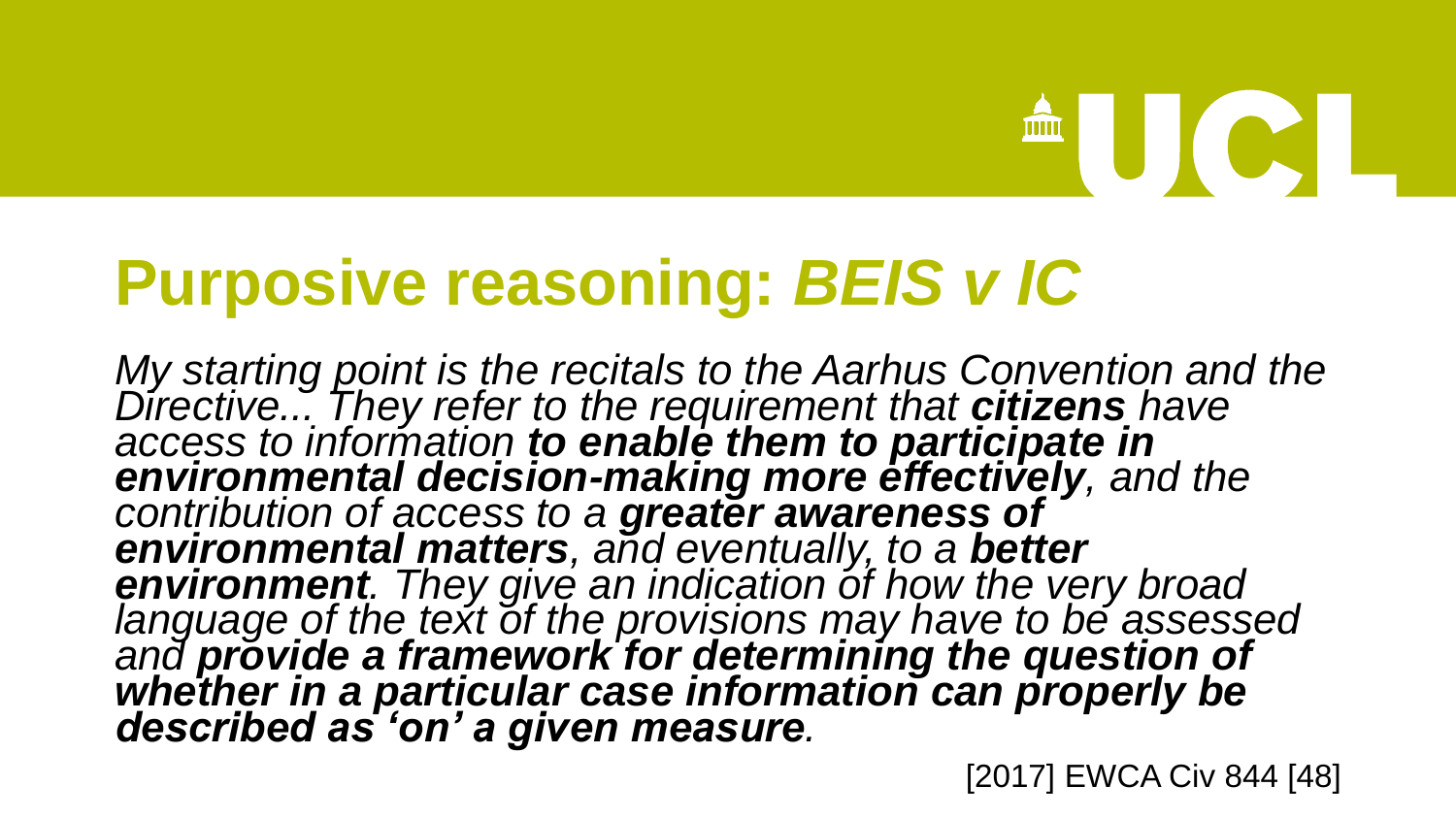# Purposive reasoning: *BEIS v IC*

*My starting point is the recitals to the Aarhus Convention and the Directive... They refer to the requirement that **citizens** have access to information **to enable them to participate in environmental decision-making more effectively**, and the contribution of access to a **greater awareness of environmental matters**, and eventually, to a **better environment**. They give an indication of how the very broad language of the text of the provisions may have to be assessed and **provide a framework for determining the question of whether in a particular case information can properly be described as 'on' a given measure**.*

[2017] EWCA Civ 844 [48]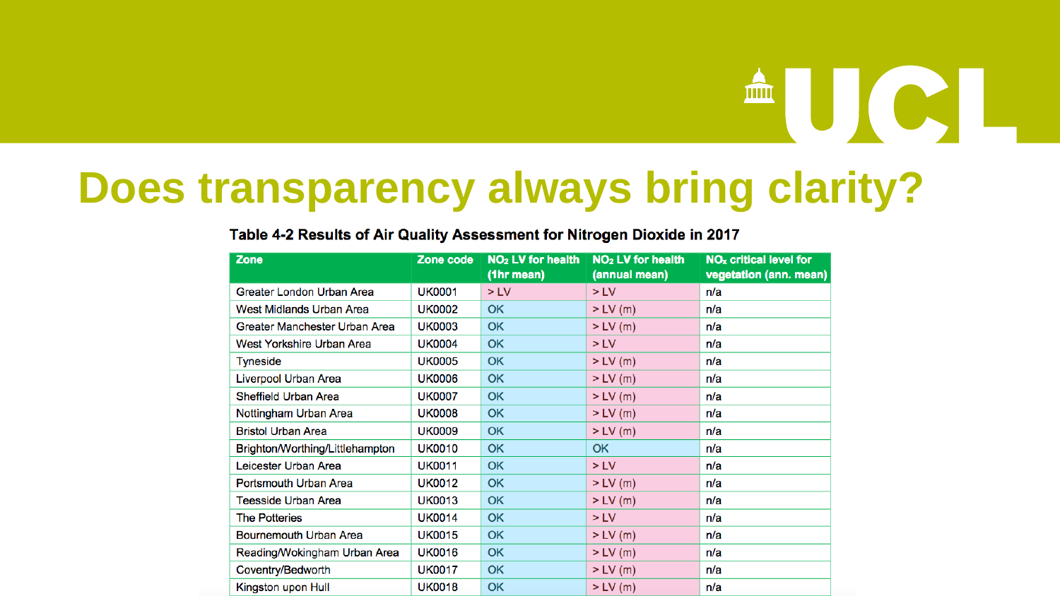# Does transparency always bring clarity?

**Table 4-2 Results of Air Quality Assessment for Nitrogen Dioxide in 2017**

| Zone | Zone code | $NO_2$ LV for health (1hr mean) | $NO_2$ LV for health (annual mean) | $NO_x$ critical level for vegetation (ann. mean) |
|---|---|---|---|---|
| Greater London Urban Area | UK0001 | > LV | > LV | n/a |
| West Midlands Urban Area | UK0002 | OK | > LV (m) | n/a |
| Greater Manchester Urban Area | UK0003 | OK | > LV (m) | n/a |
| West Yorkshire Urban Area | UK0004 | OK | > LV | n/a |
| Tyneside | UK0005 | OK | > LV (m) | n/a |
| Liverpool Urban Area | UK0006 | OK | > LV (m) | n/a |
| Sheffield Urban Area | UK0007 | OK | > LV (m) | n/a |
| Nottingham Urban Area | UK0008 | OK | > LV (m) | n/a |
| Bristol Urban Area | UK0009 | OK | > LV (m) | n/a |
| Brighton/Worthing/Littlehampton | UK0010 | OK | OK | n/a |
| Leicester Urban Area | UK0011 | OK | > LV | n/a |
| Portsmouth Urban Area | UK0012 | OK | > LV (m) | n/a |
| Teesside Urban Area | UK0013 | OK | > LV (m) | n/a |
| The Potteries | UK0014 | OK | > LV | n/a |
| Bournemouth Urban Area | UK0015 | OK | > LV (m) | n/a |
| Reading/Wokingham Urban Area | UK0016 | OK | > LV (m) | n/a |
| Coventry/Bedworth | UK0017 | OK | > LV (m) | n/a |
| Kingston upon Hull | UK0018 | OK | > LV (m) | n/a |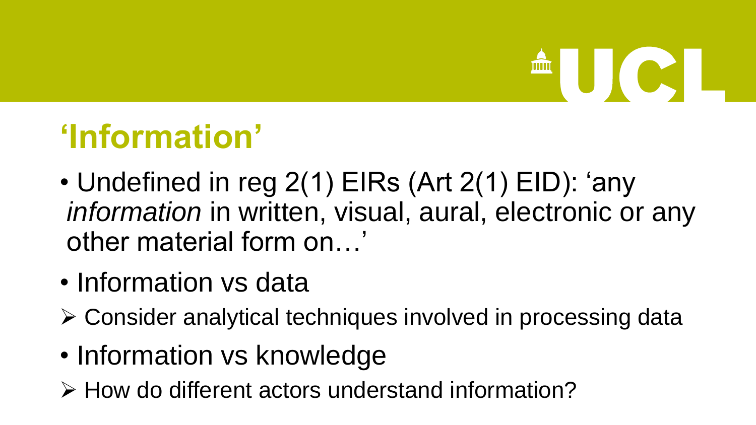# 'Information'

- Undefined in reg 2(1) EIRs (Art 2(1) EID): 'any *information* in written, visual, aural, electronic or any other material form on…'
- Information vs data
  - ➢ Consider analytical techniques involved in processing data
- Information vs knowledge
  - ➢ How do different actors understand information?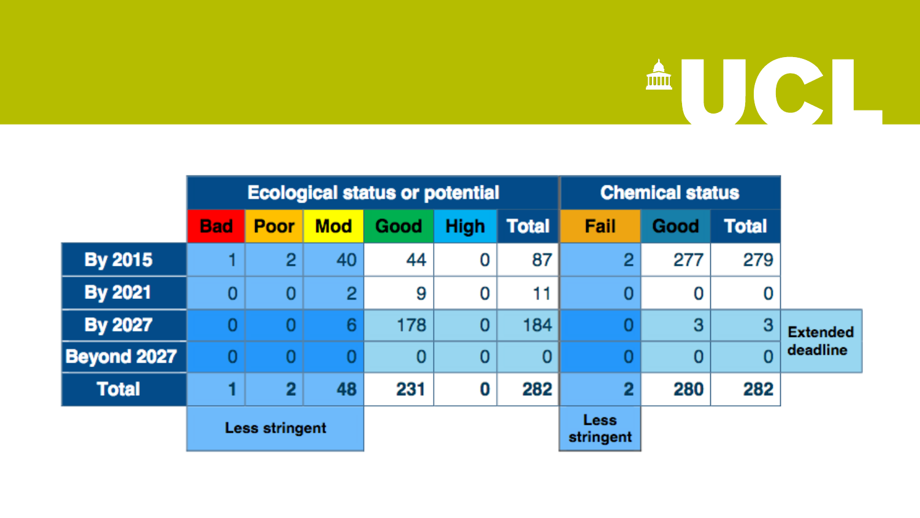| | Ecological status or potential | | | | | | Chemical status | | | |
|---|---|---|---|---|---|---|---|---|---|---|
| | Bad | Poor | Mod | Good | High | Total | Fail | Good | Total | |
| By 2015 | 1 | 2 | 40 | 44 | 0 | 87 | 2 | 277 | 279 | |
| By 2021 | 0 | 0 | 2 | 9 | 0 | 11 | 0 | 0 | 0 | |
| By 2027 | 0 | 0 | 6 | 178 | 0 | 184 | 0 | 3 | 3 | Extended deadline |
| Beyond 2027 | 0 | 0 | 0 | 0 | 0 | 0 | 0 | 0 | 0 | |
| Total | 1 | 2 | 48 | 231 | 0 | 282 | 2 | 280 | 282 | |
| | Less stringent | | | | | | Less stringent | | | |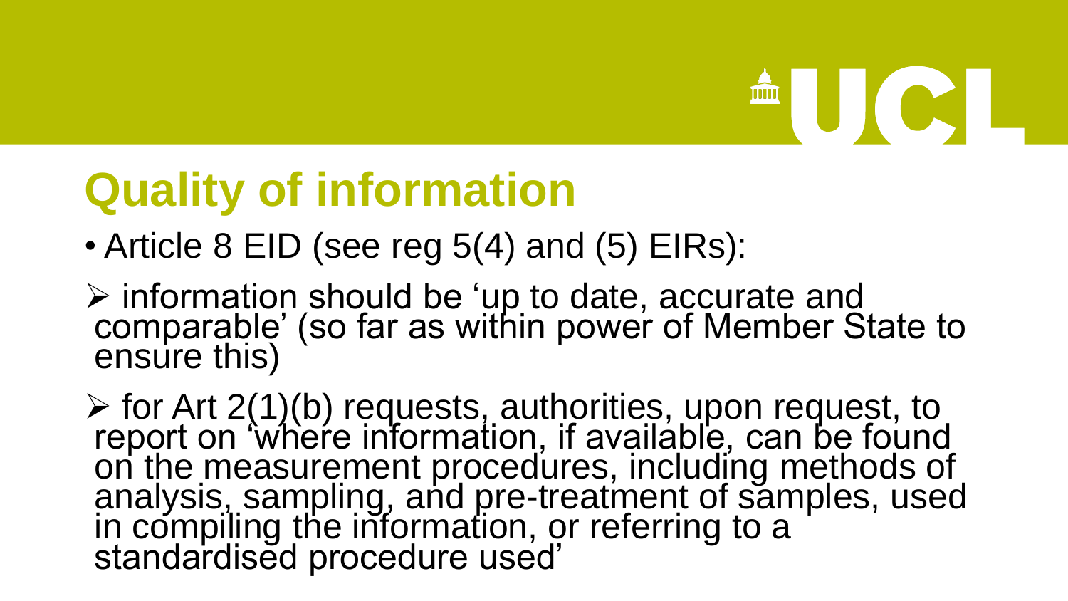# Quality of information

- Article 8 EID (see reg 5(4) and (5) EIRs):

➢ information should be 'up to date, accurate and comparable' (so far as within power of Member State to ensure this)

➢ for Art 2(1)(b) requests, authorities, upon request, to report on 'where information, if available, can be found on the measurement procedures, including methods of analysis, sampling, and pre-treatment of samples, used in compiling the information, or referring to a standardised procedure used'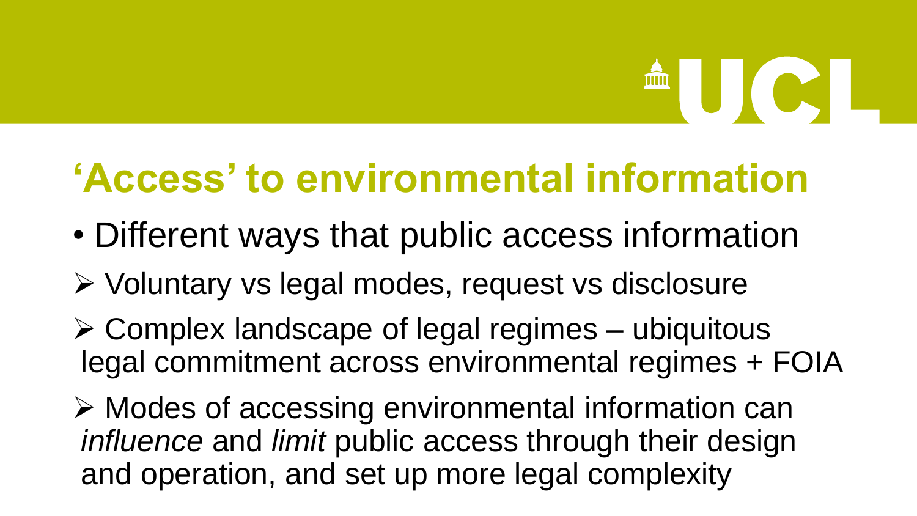# ‘Access’ to environmental information

- Different ways that public access information
  - Voluntary vs legal modes, request vs disclosure
  - Complex landscape of legal regimes – ubiquitous legal commitment across environmental regimes + FOIA
  - Modes of accessing environmental information can *influence* and *limit* public access through their design and operation, and set up more legal complexity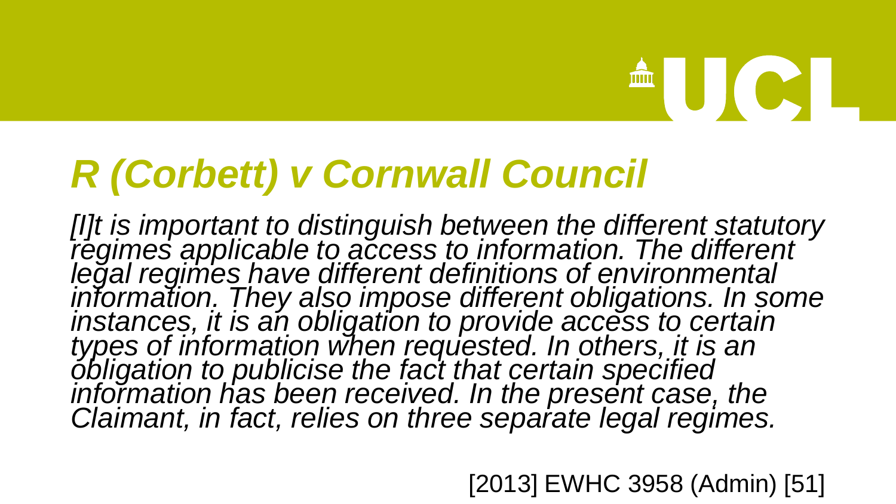# *R (Corbett) v Cornwall Council*

*[I]t is important to distinguish between the different statutory regimes applicable to access to information. The different legal regimes have different definitions of environmental information. They also impose different obligations. In some instances, it is an obligation to provide access to certain types of information when requested. In others, it is an obligation to publicise the fact that certain specified information has been received. In the present case, the Claimant, in fact, relies on three separate legal regimes.*

[2013] EWHC 3958 (Admin) [51]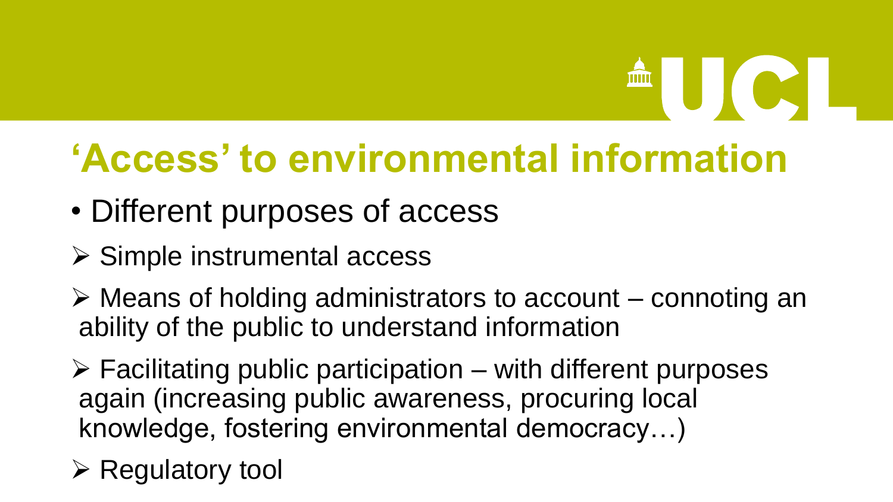# 'Access' to environmental information

- Different purposes of access
  - Simple instrumental access
  - Means of holding administrators to account – connoting an ability of the public to understand information
  - Facilitating public participation – with different purposes again (increasing public awareness, procuring local knowledge, fostering environmental democracy…)
  - Regulatory tool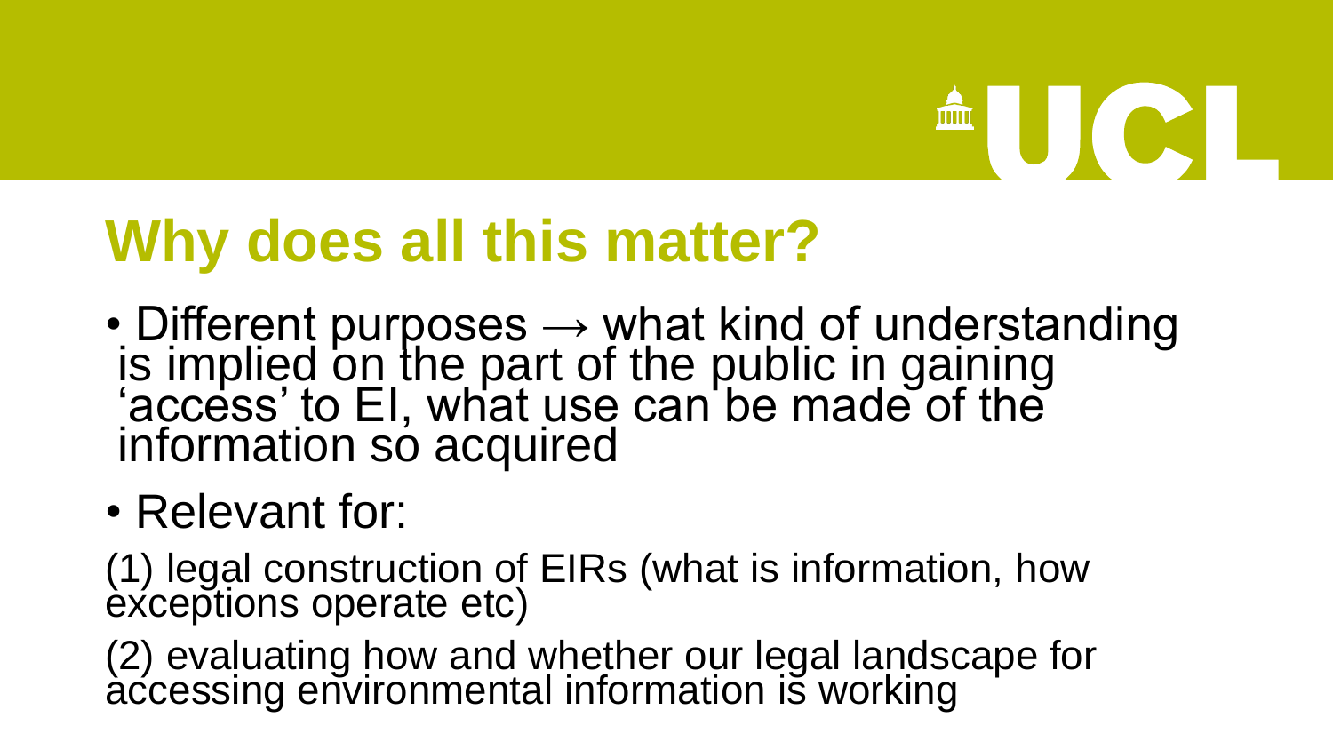# Why does all this matter?

- Different purposes → what kind of understanding is implied on the part of the public in gaining 'access' to EI, what use can be made of the information so acquired
- Relevant for:

(1) legal construction of EIRs (what is information, how exceptions operate etc)

(2) evaluating how and whether our legal landscape for accessing environmental information is working